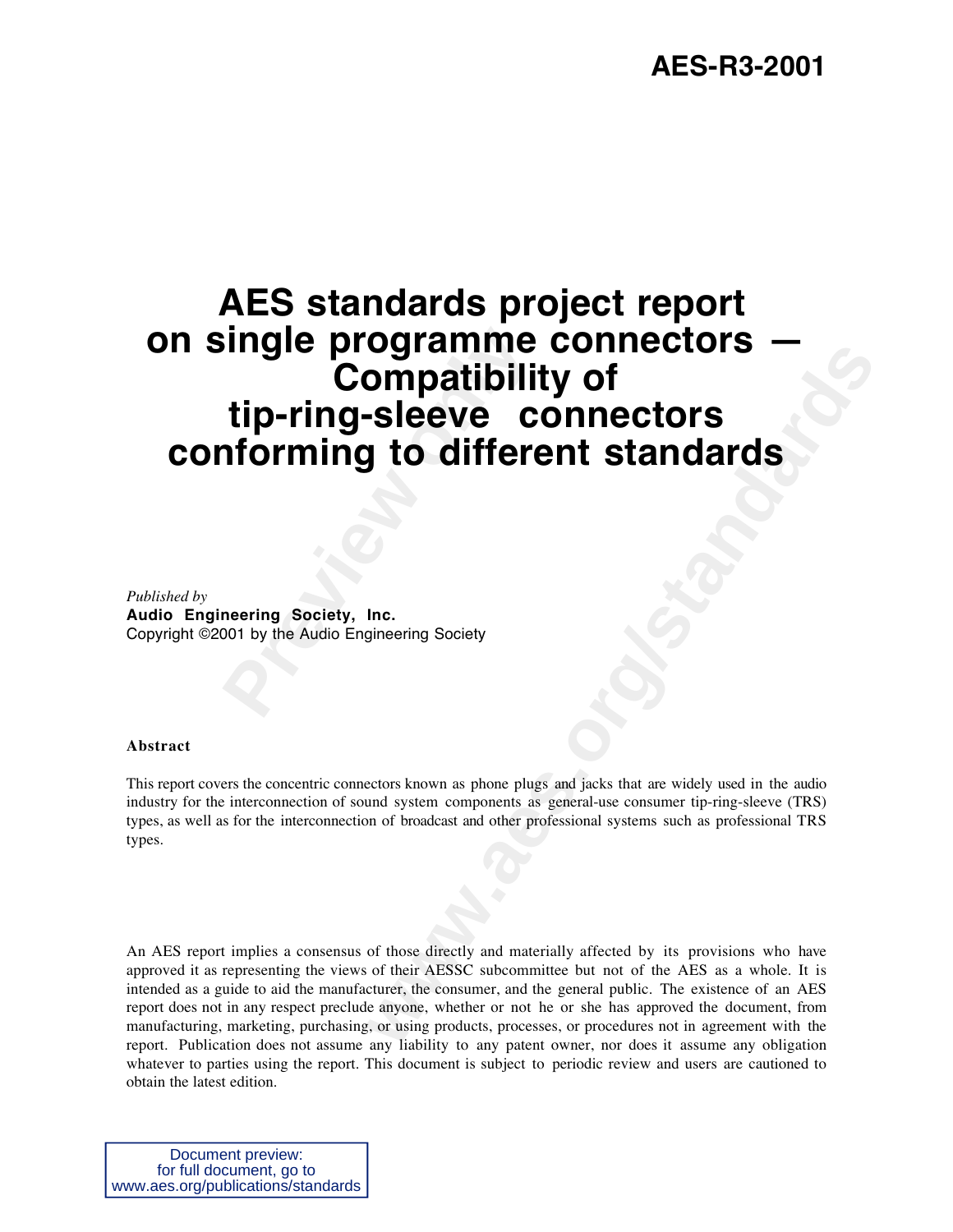AES-R3-2001

# AES standards project report on single programme connectors — Compatibility of tip-ring-sleeve connectors conforming to different standards

*Published by*
**Audio Engineering Society, Inc.**
Copyright ©2001 by the Audio Engineering Society

**Abstract**

This report covers the concentric connectors known as phone plugs and jacks that are widely used in the audio industry for the interconnection of sound system components as general-use consumer tip-ring-sleeve (TRS) types, as well as for the interconnection of broadcast and other professional systems such as professional TRS types.

An AES report implies a consensus of those directly and materially affected by its provisions who have approved it as representing the views of their AESSC subcommittee but not of the AES as a whole. It is intended as a guide to aid the manufacturer, the consumer, and the general public. The existence of an AES report does not in any respect preclude anyone, whether or not he or she has approved the document, from manufacturing, marketing, purchasing, or using products, processes, or procedures not in agreement with the report. Publication does not assume any liability to any patent owner, nor does it assume any obligation whatever to parties using the report. This document is subject to periodic review and users are cautioned to obtain the latest edition.

Document preview:
for full document, go to
www.aes.org/publications/standards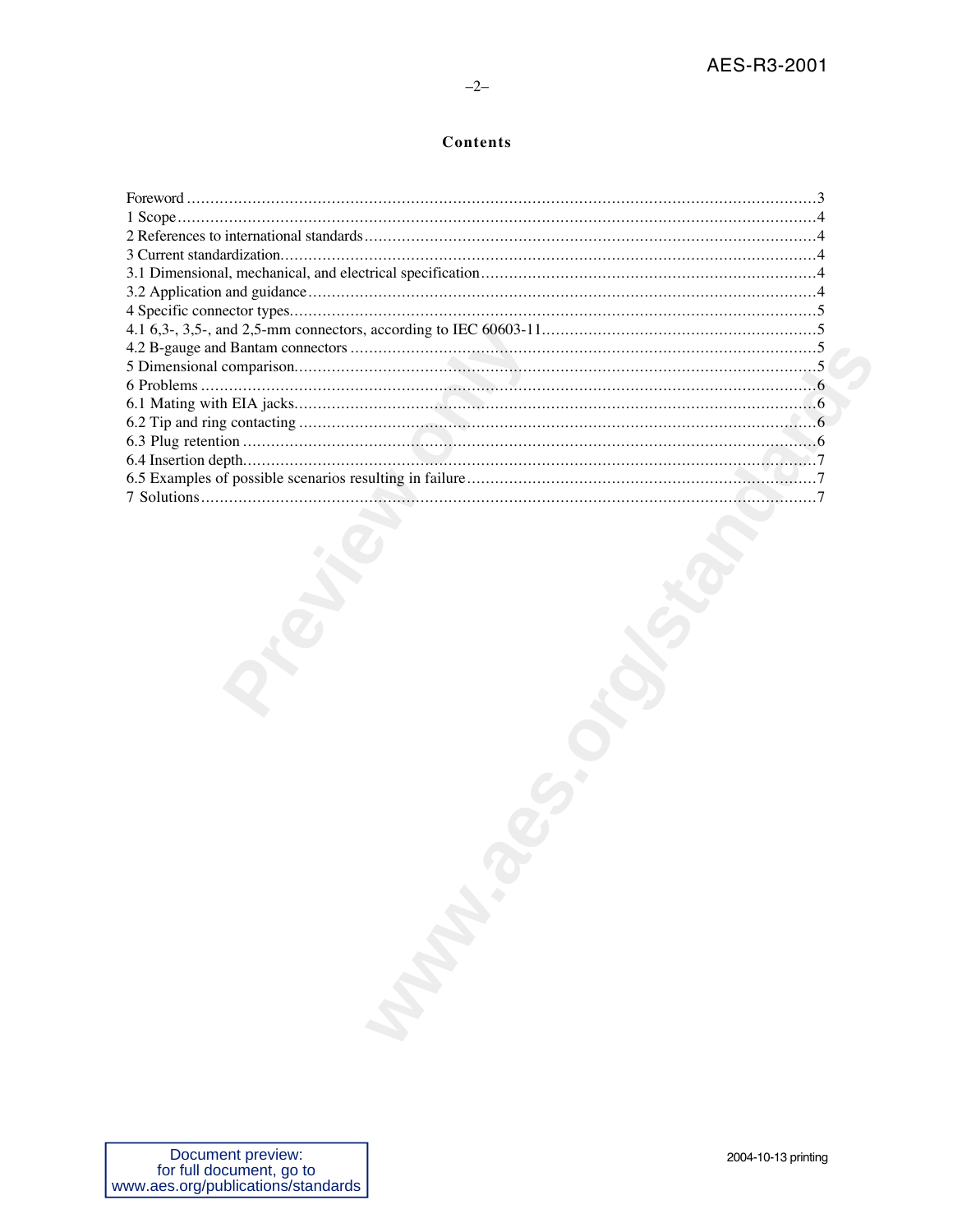## Contents

Foreword ........................................................................................................................................3
1 Scope..........................................................................................................................................4
2 References to international standards .................................................................................4
3 Current standardization.........................................................................................................4
3.1 Dimensional, mechanical, and electrical specification........................................................4
3.2 Application and guidance ......................................................................................................4
4 Specific connector types..........................................................................................................5
4.1 6,3-, 3,5-, and 2,5-mm connectors, according to IEC 60603-11...........................................5
4.2 B-gauge and Bantam connectors .........................................................................................5
5 Dimensional comparison........................................................................................................5
6 Problems ....................................................................................................................................6
6.1 Mating with EIA jacks.............................................................................................................6
6.2 Tip and ring contacting ..........................................................................................................6
6.3 Plug retention ..........................................................................................................................6
6.4 Insertion depth.........................................................................................................................7
6.5 Examples of possible scenarios resulting in failure..........................................................7
7 Solutions.....................................................................................................................................7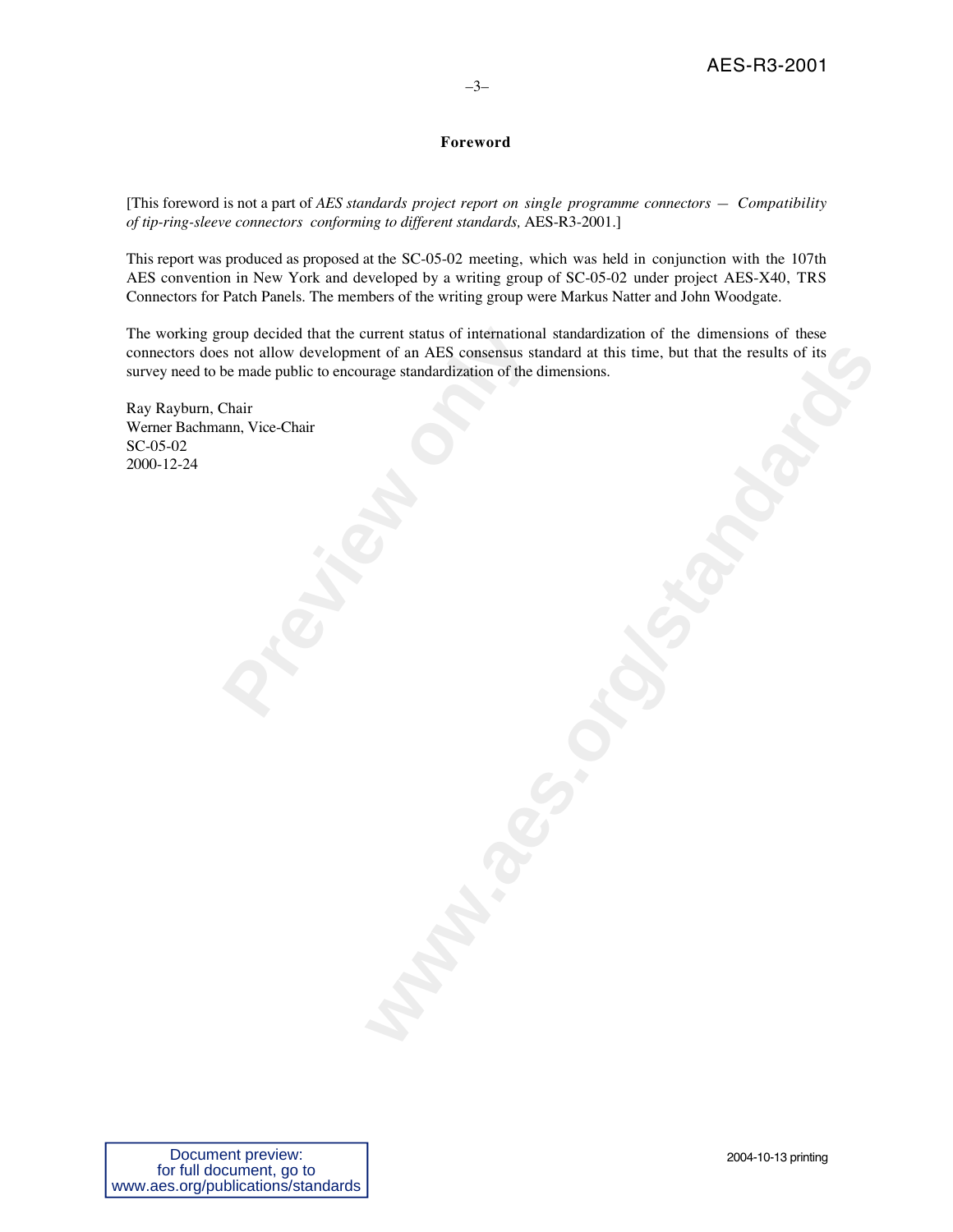# Foreword

[This foreword is not a part of *AES standards project report on single programme connectors — Compatibility of tip-ring-sleeve connectors conforming to different standards,* AES-R3-2001.]

This report was produced as proposed at the SC-05-02 meeting, which was held in conjunction with the 107th AES convention in New York and developed by a writing group of SC-05-02 under project AES-X40, TRS Connectors for Patch Panels. The members of the writing group were Markus Natter and John Woodgate.

The working group decided that the current status of international standardization of the dimensions of these connectors does not allow development of an AES consensus standard at this time, but that the results of its survey need to be made public to encourage standardization of the dimensions.

Ray Rayburn, Chair
Werner Bachmann, Vice-Chair
SC-05-02
2000-12-24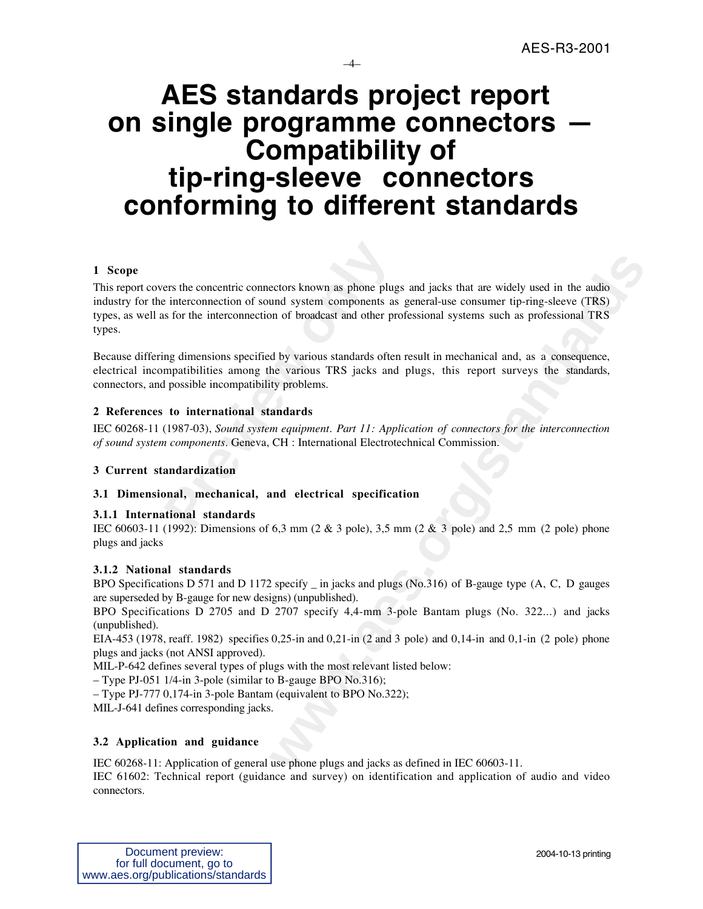# AES standards project report on single programme connectors — Compatibility of tip-ring-sleeve connectors conforming to different standards

## 1 Scope

This report covers the concentric connectors known as phone plugs and jacks that are widely used in the audio industry for the interconnection of sound system components as general-use consumer tip-ring-sleeve (TRS) types, as well as for the interconnection of broadcast and other professional systems such as professional TRS types.

Because differing dimensions specified by various standards often result in mechanical and, as a consequence, electrical incompatibilities among the various TRS jacks and plugs, this report surveys the standards, connectors, and possible incompatibility problems.

## 2 References to international standards

IEC 60268-11 (1987-03), *Sound system equipment. Part 11: Application of connectors for the interconnection of sound system components*. Geneva, CH : International Electrotechnical Commission.

## 3 Current standardization

### 3.1 Dimensional, mechanical, and electrical specification

#### 3.1.1 International standards

IEC 60603-11 (1992): Dimensions of 6,3 mm (2 & 3 pole), 3,5 mm (2 & 3 pole) and 2,5 mm (2 pole) phone plugs and jacks

#### 3.1.2 National standards

BPO Specifications D 571 and D 1172 specify _ in jacks and plugs (No.316) of B-gauge type (A, C, D gauges are superseded by B-gauge for new designs) (unpublished).

BPO Specifications D 2705 and D 2707 specify 4,4-mm 3-pole Bantam plugs (No. 322...) and jacks (unpublished).

EIA-453 (1978, reaff. 1982) specifies 0,25-in and 0,21-in (2 and 3 pole) and 0,14-in and 0,1-in (2 pole) phone plugs and jacks (not ANSI approved).

MIL-P-642 defines several types of plugs with the most relevant listed below:

– Type PJ-051 1/4-in 3-pole (similar to B-gauge BPO No.316);

– Type PJ-777 0,174-in 3-pole Bantam (equivalent to BPO No.322);

MIL-J-641 defines corresponding jacks.

### 3.2 Application and guidance

IEC 60268-11: Application of general use phone plugs and jacks as defined in IEC 60603-11.

IEC 61602: Technical report (guidance and survey) on identification and application of audio and video connectors.